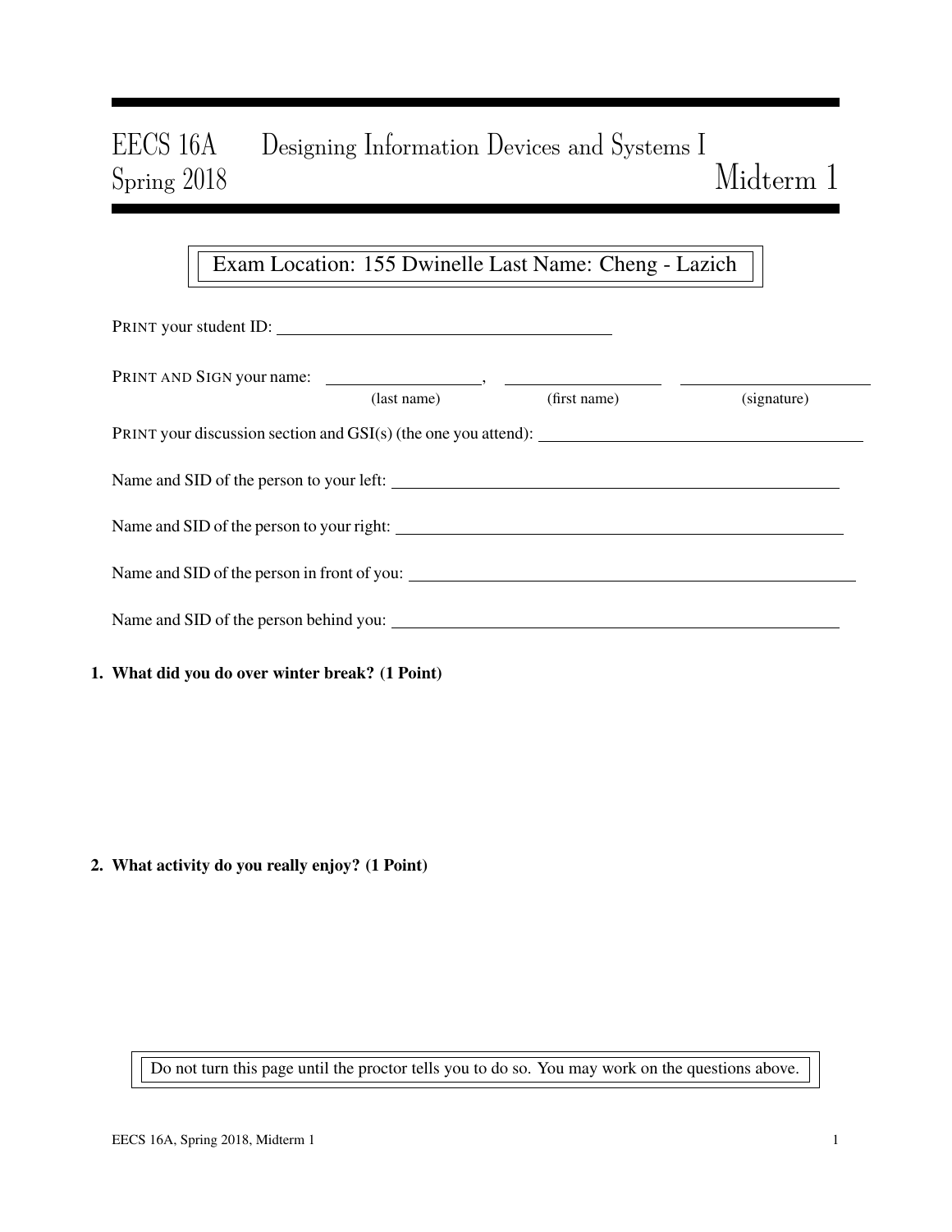# EECS 16A Designing Information Devices and Systems I
# Spring 2018 Midterm 1

Exam Location: 155 Dwinelle Last Name: Cheng - Lazich

PRINT your student ID: \_\_\_\_\_\_\_\_\_\_\_\_\_\_\_\_\_\_\_\_\_\_\_\_\_\_\_\_\_\_\_\_\_\_\_\_\_\_\_\_

PRINT AND SIGN your name: \_\_\_\_\_\_\_\_\_\_\_\_\_\_\_\_\_\_\_\_, \_\_\_\_\_\_\_\_\_\_\_\_\_\_\_\_\_\_\_\_ \_\_\_\_\_\_\_\_\_\_\_\_\_\_\_\_\_\_\_\_
(last name) (first name) (signature)

PRINT your discussion section and GSI(s) (the one you attend): \_\_\_\_\_\_\_\_\_\_\_\_\_\_\_\_\_\_\_\_\_\_\_\_\_\_\_\_\_\_\_\_\_\_\_\_\_\_\_\_

Name and SID of the person to your left: \_\_\_\_\_\_\_\_\_\_\_\_\_\_\_\_\_\_\_\_\_\_\_\_\_\_\_\_\_\_\_\_\_\_\_\_\_\_\_\_

Name and SID of the person to your right: \_\_\_\_\_\_\_\_\_\_\_\_\_\_\_\_\_\_\_\_\_\_\_\_\_\_\_\_\_\_\_\_\_\_\_\_\_\_\_\_

Name and SID of the person in front of you: \_\_\_\_\_\_\_\_\_\_\_\_\_\_\_\_\_\_\_\_\_\_\_\_\_\_\_\_\_\_\_\_\_\_\_\_\_\_\_\_

Name and SID of the person behind you: \_\_\_\_\_\_\_\_\_\_\_\_\_\_\_\_\_\_\_\_\_\_\_\_\_\_\_\_\_\_\_\_\_\_\_\_\_\_\_\_

**1. What did you do over winter break? (1 Point)**

**2. What activity do you really enjoy? (1 Point)**

Do not turn this page until the proctor tells you to do so. You may work on the questions above.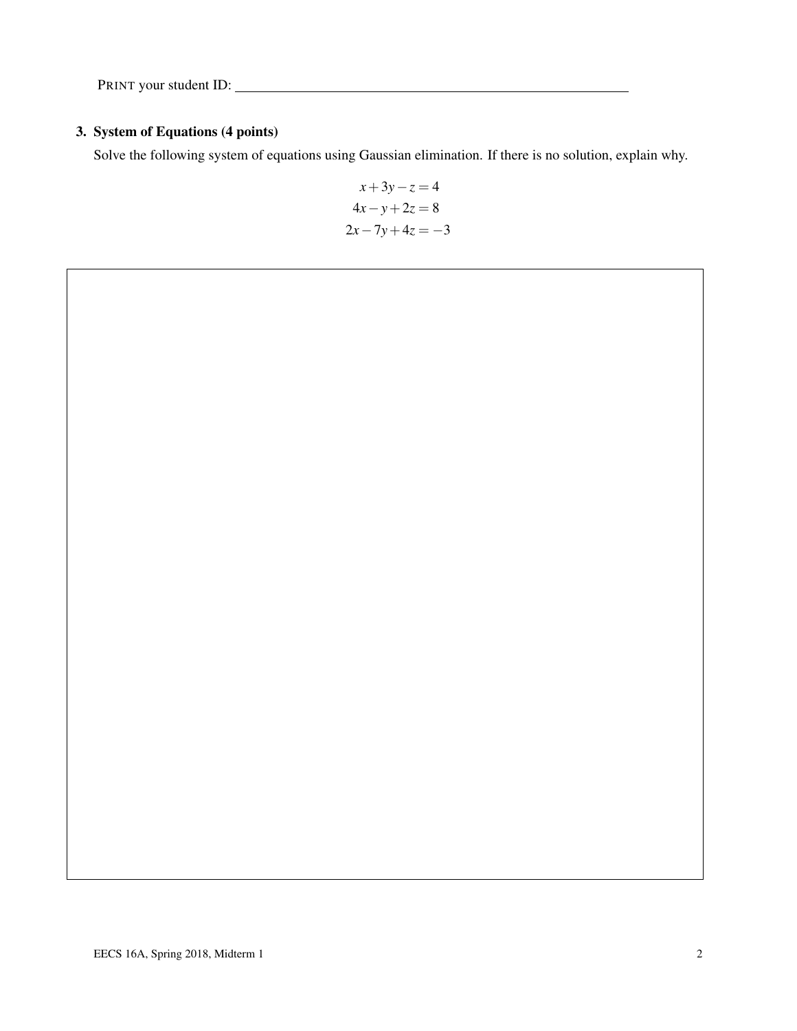PRINT your student ID: ______________________________

### 3. System of Equations (4 points)

Solve the following system of equations using Gaussian elimination. If there is no solution, explain why.

$$
\begin{aligned}
x + 3y - z &= 4 \\
4x - y + 2z &= 8 \\
2x - 7y + 4z &= -3
\end{aligned}
$$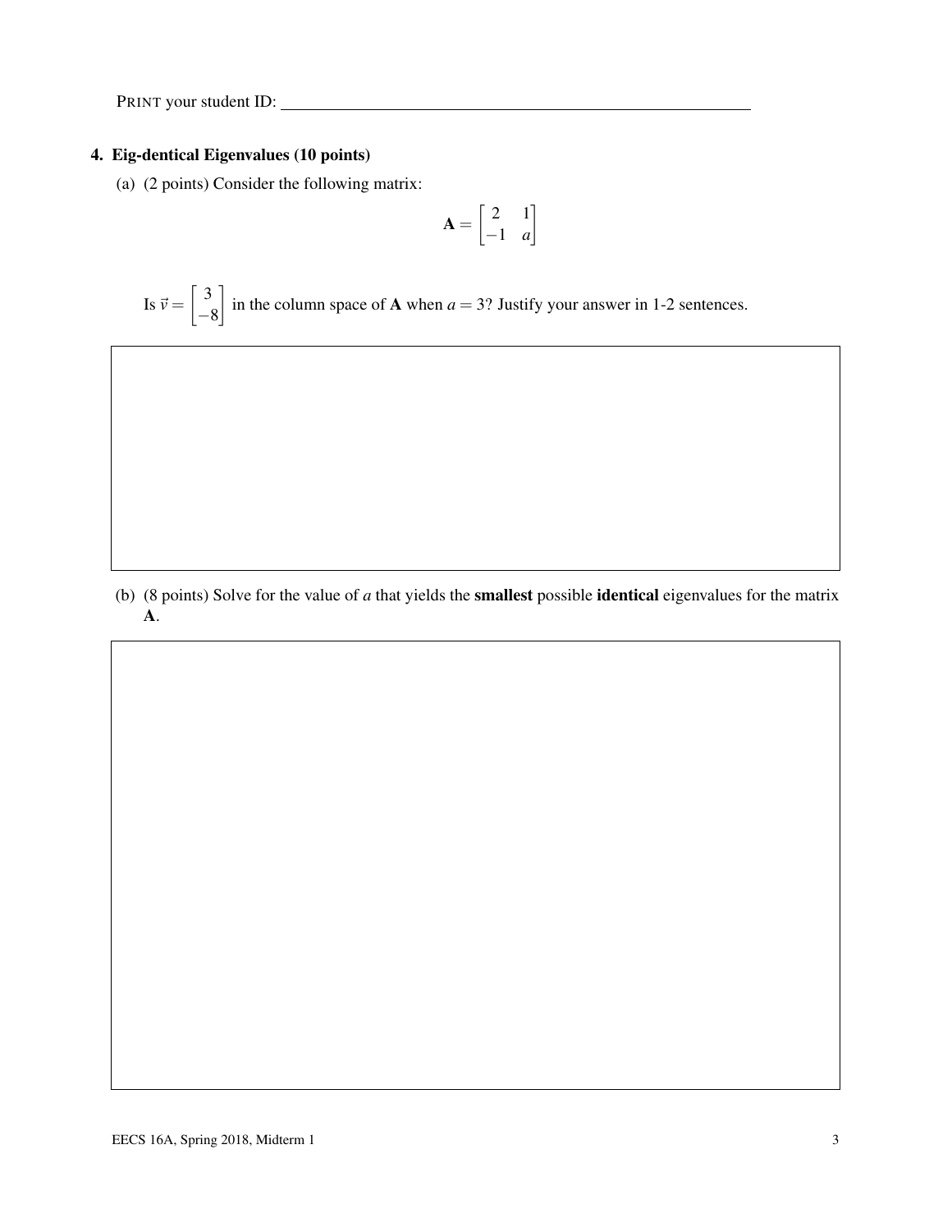PRINT your student ID: ____________________

**4. Eig-dentical Eigenvalues (10 points)**

(a) (2 points) Consider the following matrix:

$$\mathbf{A} = \begin{bmatrix} 2 & 1 \\ -1 & a \end{bmatrix}$$

Is $\vec{v} = \begin{bmatrix} 3 \\ -8 \end{bmatrix}$ in the column space of $\mathbf{A}$ when $a = 3$? Justify your answer in 1-2 sentences.

(b) (8 points) Solve for the value of $a$ that yields the **smallest** possible **identical** eigenvalues for the matrix $\mathbf{A}$.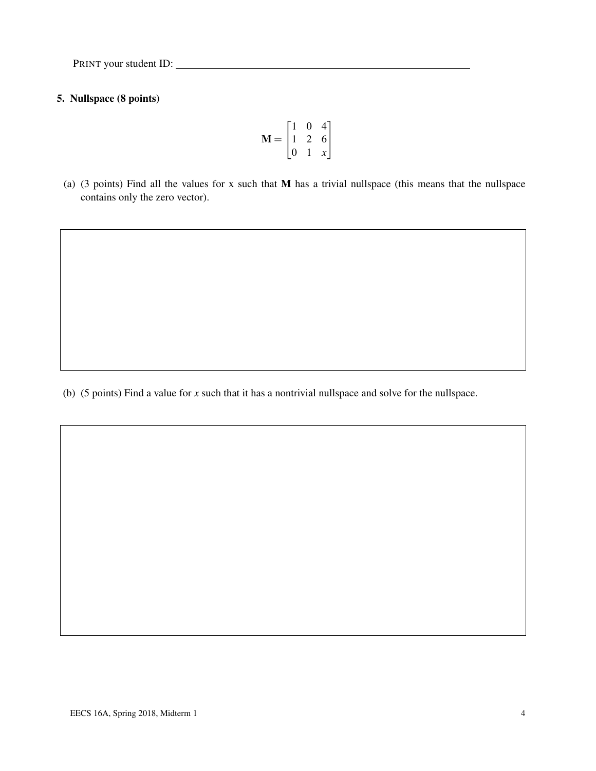PRINT your student ID: ____________________

**5. Nullspace (8 points)**

$$\mathbf{M} = \begin{bmatrix} 1 & 0 & 4 \\ 1 & 2 & 6 \\ 0 & 1 & x \end{bmatrix}$$

(a) (3 points) Find all the values for x such that $\mathbf{M}$ has a trivial nullspace (this means that the nullspace contains only the zero vector).

(b) (5 points) Find a value for $x$ such that it has a nontrivial nullspace and solve for the nullspace.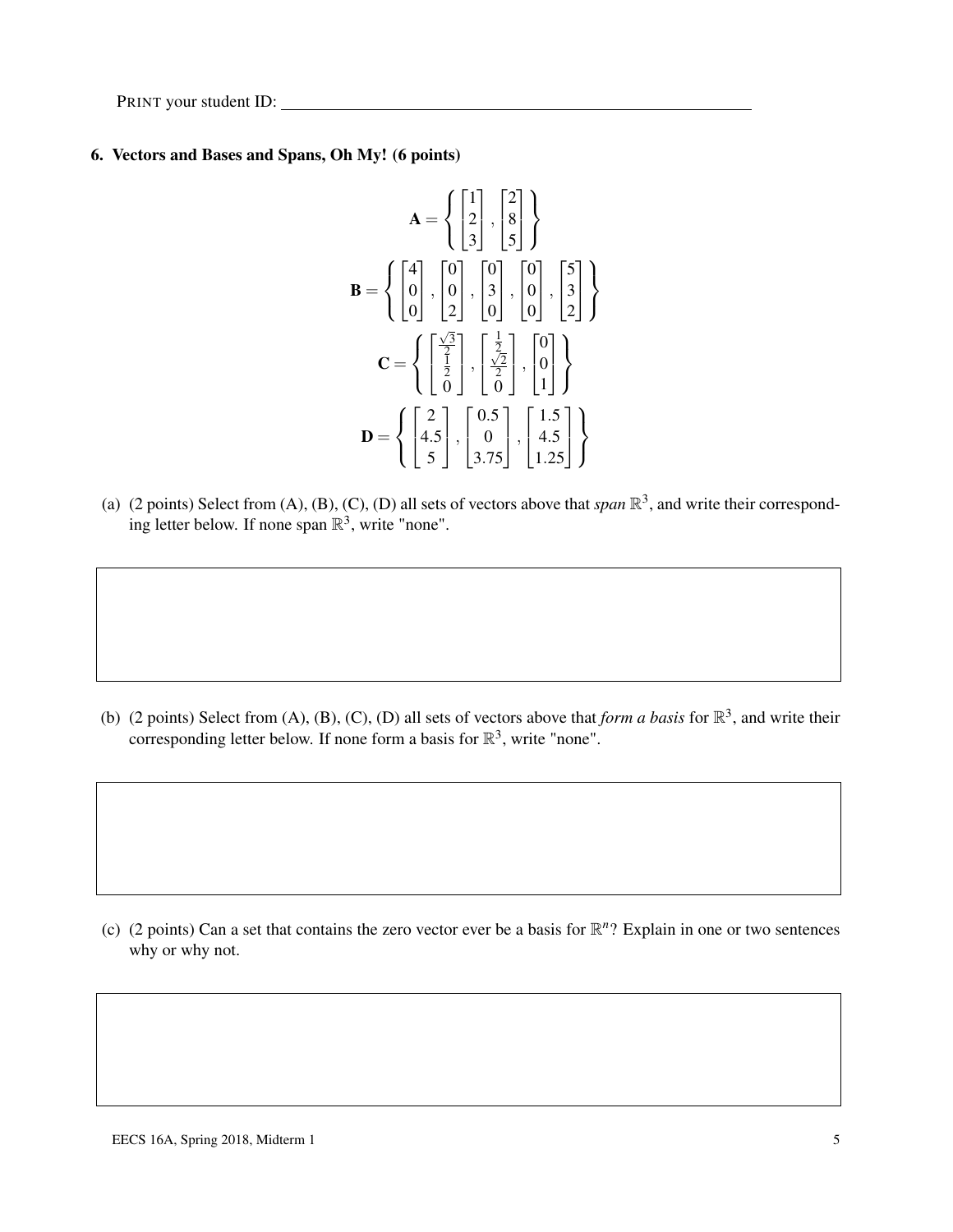PRINT your student ID: \_\_\_\_\_\_\_\_\_\_\_\_\_\_\_\_\_\_\_\_\_\_\_\_\_\_\_\_\_\_\_\_\_\_\_\_\_\_\_\_

## 6. Vectors and Bases and Spans, Oh My! (6 points)

$$\mathbf{A} = \left\{ \begin{bmatrix} 1 \\ 2 \\ 3 \end{bmatrix}, \begin{bmatrix} 2 \\ 8 \\ 5 \end{bmatrix} \right\}$$

$$\mathbf{B} = \left\{ \begin{bmatrix} 4 \\ 0 \\ 0 \end{bmatrix}, \begin{bmatrix} 0 \\ 0 \\ 2 \end{bmatrix}, \begin{bmatrix} 0 \\ 3 \\ 0 \end{bmatrix}, \begin{bmatrix} 0 \\ 0 \\ 0 \end{bmatrix}, \begin{bmatrix} 5 \\ 3 \\ 2 \end{bmatrix} \right\}$$

$$\mathbf{C} = \left\{ \begin{bmatrix} \frac{\sqrt{3}}{2} \\ \frac{1}{2} \\ 0 \end{bmatrix}, \begin{bmatrix} \frac{1}{2} \\ \frac{\sqrt{2}}{2} \\ 0 \end{bmatrix}, \begin{bmatrix} 0 \\ 0 \\ 1 \end{bmatrix} \right\}$$

$$\mathbf{D} = \left\{ \begin{bmatrix} 2 \\ 4.5 \\ 5 \end{bmatrix}, \begin{bmatrix} 0.5 \\ 0 \\ 3.75 \end{bmatrix}, \begin{bmatrix} 1.5 \\ 4.5 \\ 1.25 \end{bmatrix} \right\}$$

(a) (2 points) Select from (A), (B), (C), (D) all sets of vectors above that *span* $\mathbb{R}^3$, and write their corresponding letter below. If none span $\mathbb{R}^3$, write "none".

(b) (2 points) Select from (A), (B), (C), (D) all sets of vectors above that *form a basis* for $\mathbb{R}^3$, and write their corresponding letter below. If none form a basis for $\mathbb{R}^3$, write "none".

(c) (2 points) Can a set that contains the zero vector ever be a basis for $\mathbb{R}^n$? Explain in one or two sentences why or why not.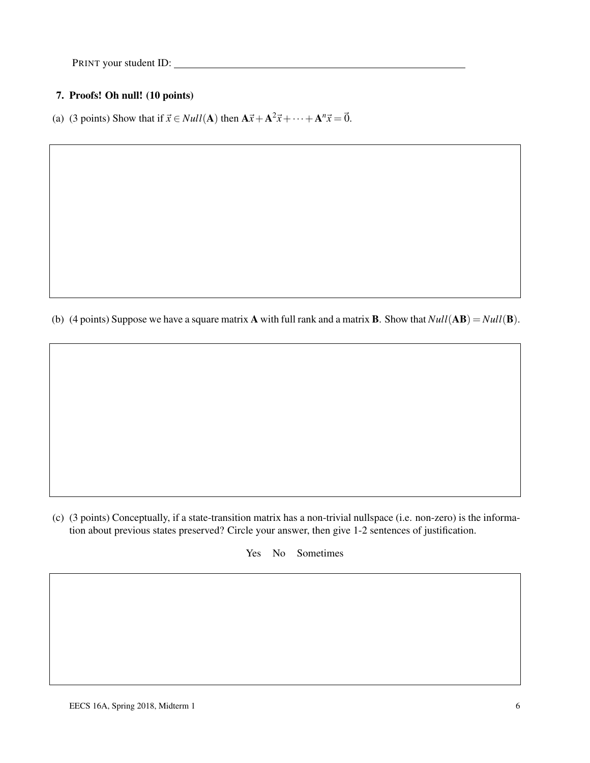PRINT your student ID: ____________________

### 7. Proofs! Oh null! (10 points)

(a) (3 points) Show that if $\vec{x} \in Null(\mathbf{A})$ then $\mathbf{A}\vec{x} + \mathbf{A}^2\vec{x} + \cdots + \mathbf{A}^n\vec{x} = \vec{0}$.

(b) (4 points) Suppose we have a square matrix $\mathbf{A}$ with full rank and a matrix $\mathbf{B}$. Show that $Null(\mathbf{AB}) = Null(\mathbf{B})$.

(c) (3 points) Conceptually, if a state-transition matrix has a non-trivial nullspace (i.e. non-zero) is the information about previous states preserved? Circle your answer, then give 1-2 sentences of justification.

Yes    No    Sometimes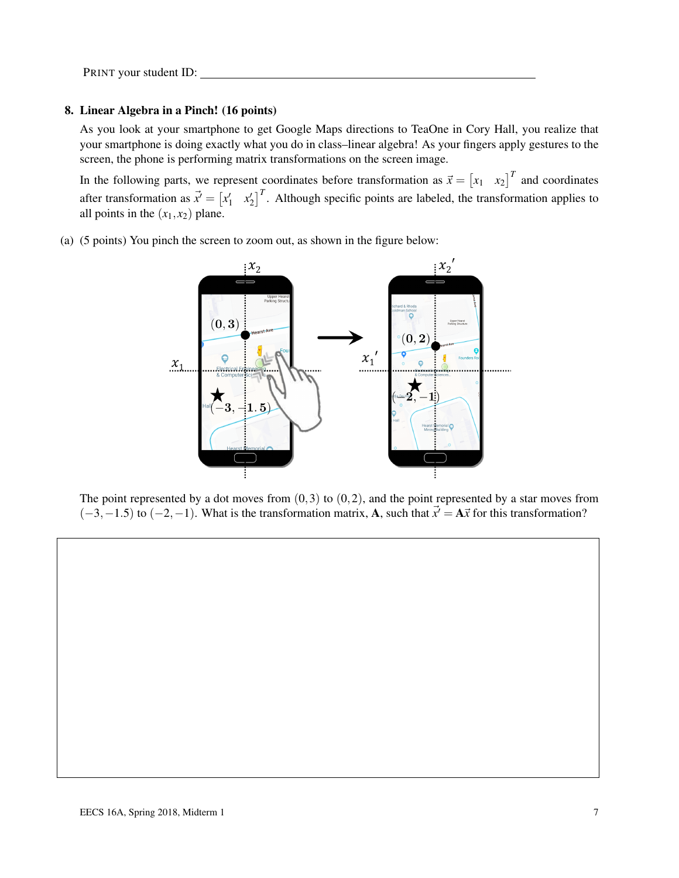PRINT your student ID: ________________________________

**8. Linear Algebra in a Pinch! (16 points)**

As you look at your smartphone to get Google Maps directions to TeaOne in Cory Hall, you realize that your smartphone is doing exactly what you do in class–linear algebra! As your fingers apply gestures to the screen, the phone is performing matrix transformations on the screen image.

In the following parts, we represent coordinates before transformation as $\vec{x} = \begin{bmatrix} x_1 & x_2 \end{bmatrix}^T$ and coordinates after transformation as $\vec{x'} = \begin{bmatrix} x_1' & x_2' \end{bmatrix}^T$. Although specific points are labeled, the transformation applies to all points in the $(x_1, x_2)$ plane.

(a) (5 points) You pinch the screen to zoom out, as shown in the figure below:

The point represented by a dot moves from $(0,3)$ to $(0,2)$, and the point represented by a star moves from $(-3,-1.5)$ to $(-2,-1)$. What is the transformation matrix, $\mathbf{A}$, such that $\vec{x'} = \mathbf{A}\vec{x}$ for this transformation?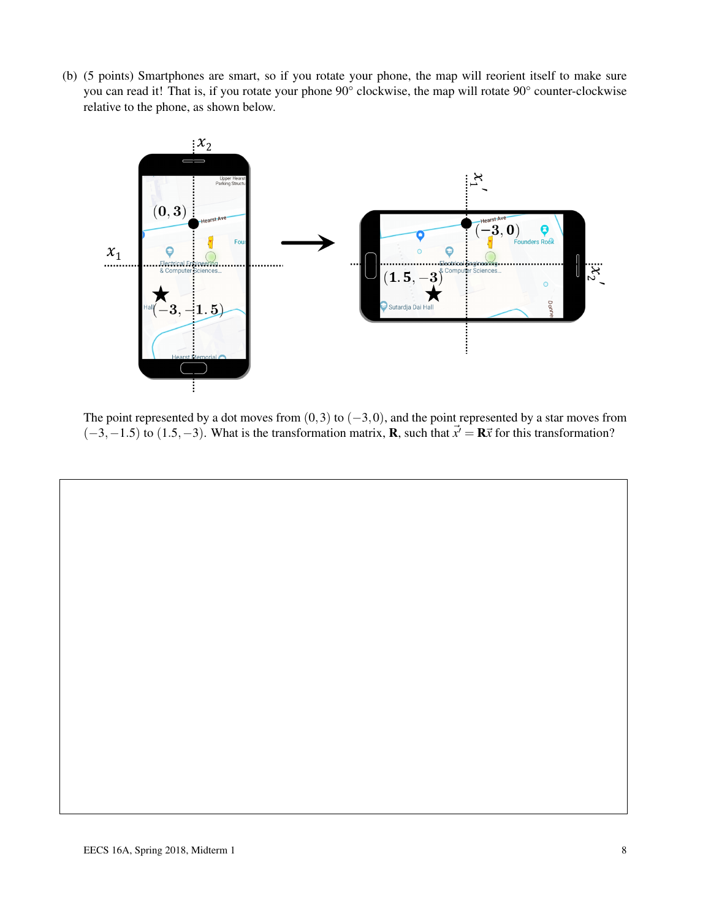(b) (5 points) Smartphones are smart, so if you rotate your phone, the map will reorient itself to make sure you can read it! That is, if you rotate your phone 90° clockwise, the map will rotate 90° counter-clockwise relative to the phone, as shown below.

The point represented by a dot moves from $(0,3)$ to $(-3,0)$, and the point represented by a star moves from $(-3,-1.5)$ to $(1.5,-3)$. What is the transformation matrix, $\mathbf{R}$, such that $\vec{x}' = \mathbf{R}\vec{x}$ for this transformation?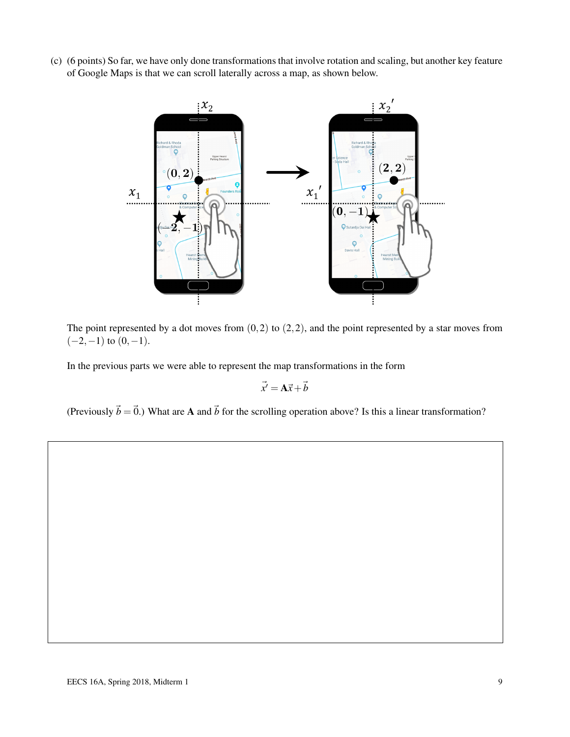(c) (6 points) So far, we have only done transformations that involve rotation and scaling, but another key feature of Google Maps is that we can scroll laterally across a map, as shown below.

The point represented by a dot moves from $(0,2)$ to $(2,2)$, and the point represented by a star moves from $(-2,-1)$ to $(0,-1)$.

In the previous parts we were able to represent the map transformations in the form

$$\vec{x}' = \mathbf{A}\vec{x} + \vec{b}$$

(Previously $\vec{b} = \vec{0}$.) What are $\mathbf{A}$ and $\vec{b}$ for the scrolling operation above? Is this a linear transformation?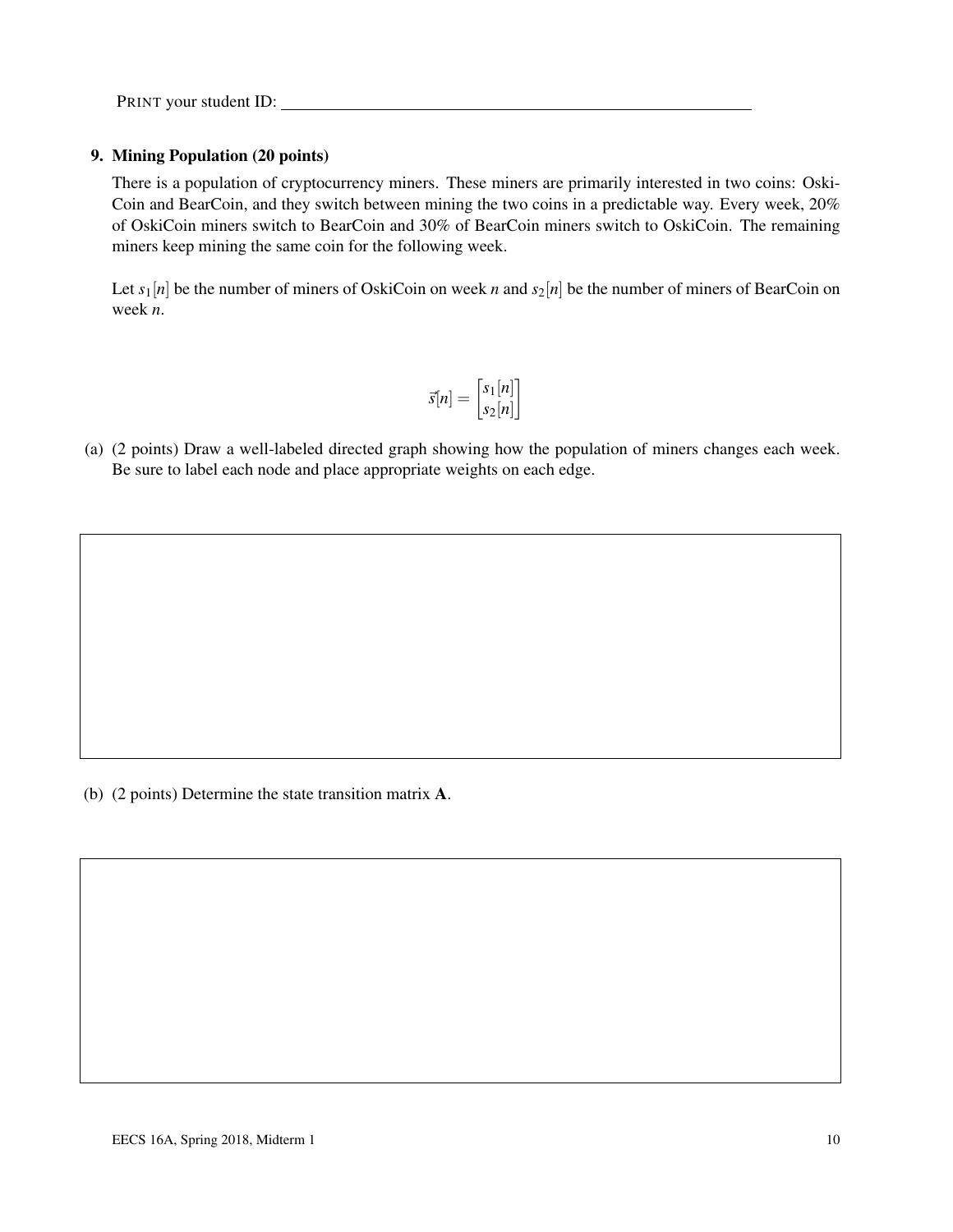PRINT your student ID: ______________________________

**9. Mining Population (20 points)**

There is a population of cryptocurrency miners. These miners are primarily interested in two coins: OskiCoin and BearCoin, and they switch between mining the two coins in a predictable way. Every week, 20% of OskiCoin miners switch to BearCoin and 30% of BearCoin miners switch to OskiCoin. The remaining miners keep mining the same coin for the following week.

Let $s_1[n]$ be the number of miners of OskiCoin on week $n$ and $s_2[n]$ be the number of miners of BearCoin on week $n$.

$$\vec{s}[n] = \begin{bmatrix} s_1[n] \\ s_2[n] \end{bmatrix}$$

(a) (2 points) Draw a well-labeled directed graph showing how the population of miners changes each week. Be sure to label each node and place appropriate weights on each edge.

(b) (2 points) Determine the state transition matrix $\mathbf{A}$.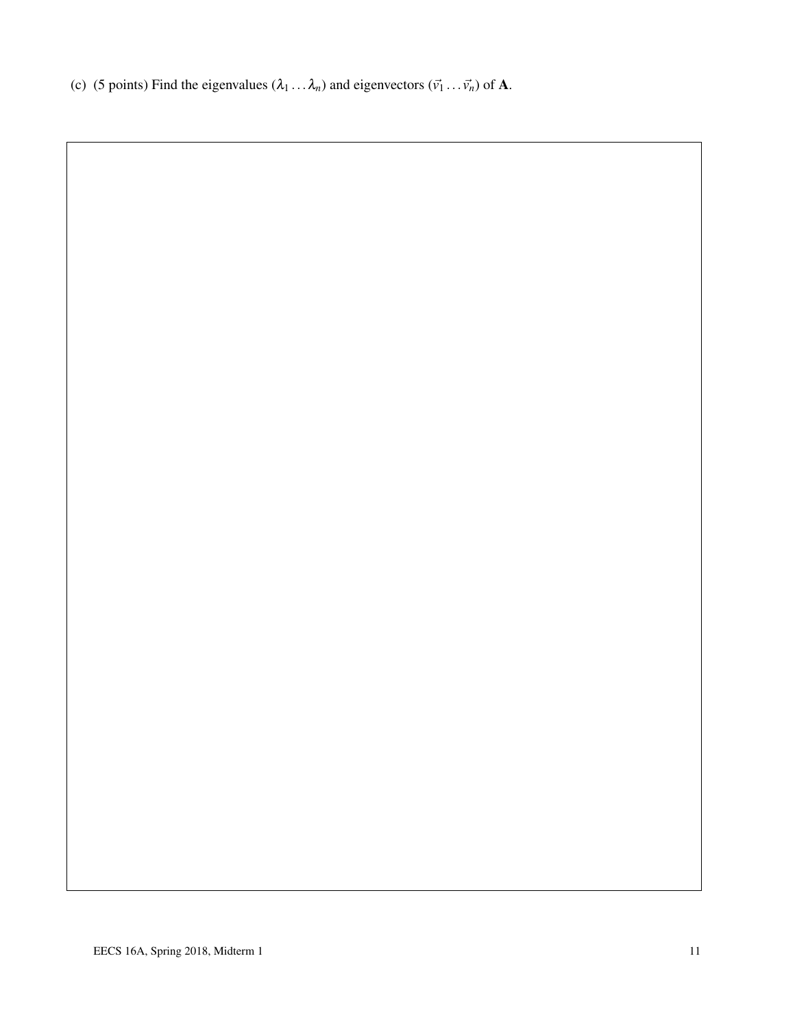(c) (5 points) Find the eigenvalues ($\lambda_1 \dots \lambda_n$) and eigenvectors ($\vec{v}_1 \dots \vec{v}_n$) of $\mathbf{A}$.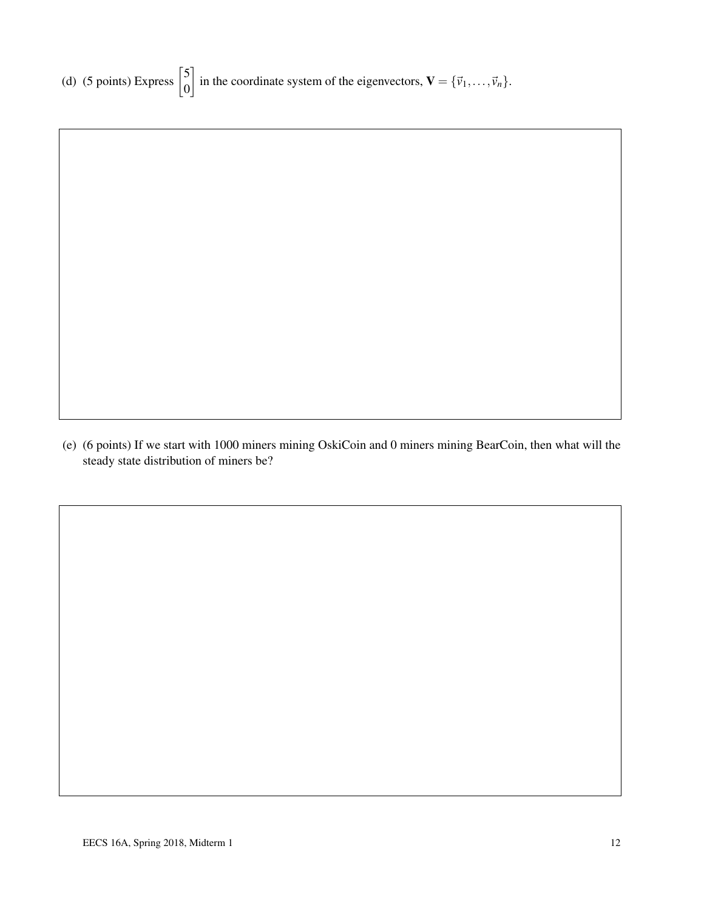(d) (5 points) Express $\begin{bmatrix} 5 \\ 0 \end{bmatrix}$ in the coordinate system of the eigenvectors, $\mathbf{V} = \{\vec{v}_1, \ldots, \vec{v}_n\}$.

(e) (6 points) If we start with 1000 miners mining OskiCoin and 0 miners mining BearCoin, then what will the steady state distribution of miners be?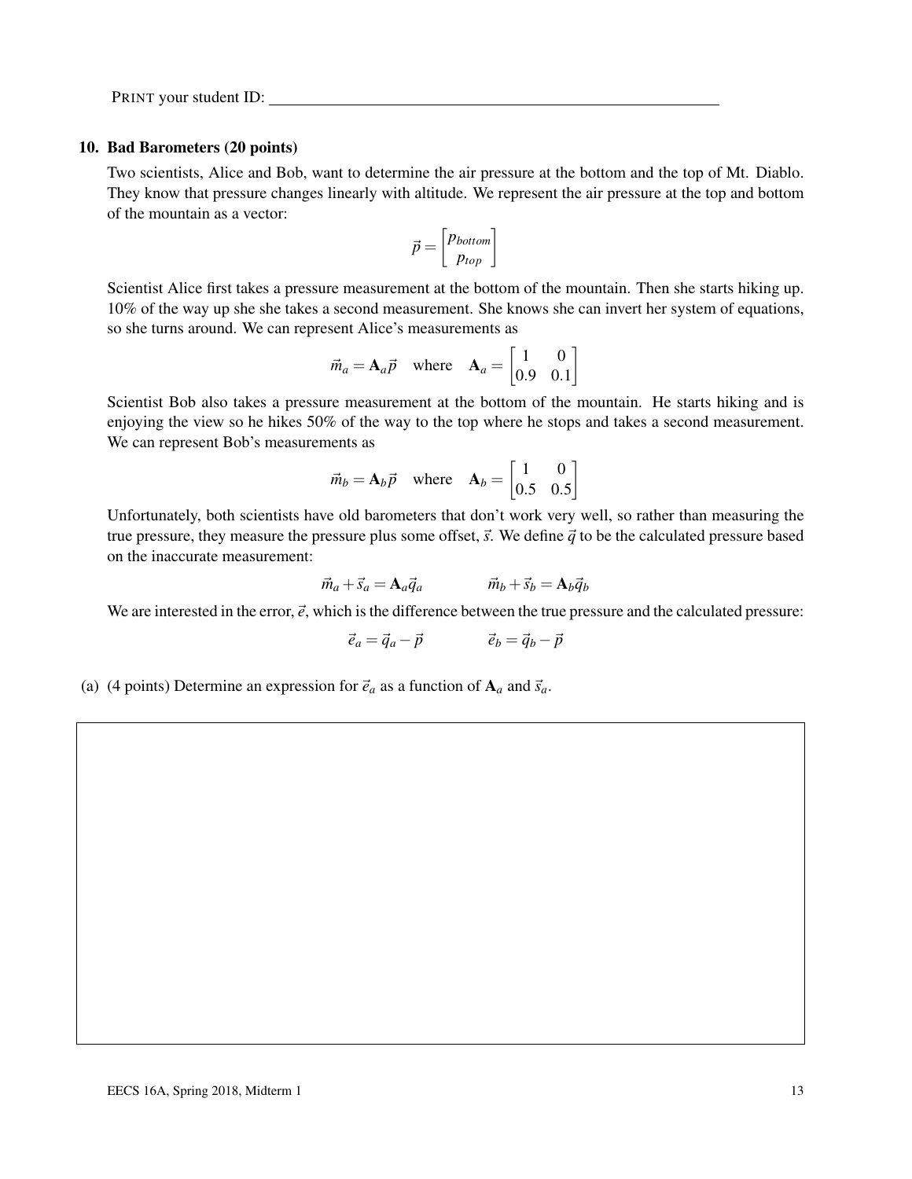PRINT your student ID: ____________________

### 10. Bad Barometers (20 points)

Two scientists, Alice and Bob, want to determine the air pressure at the bottom and the top of Mt. Diablo. They know that pressure changes linearly with altitude. We represent the air pressure at the top and bottom of the mountain as a vector:

$$\vec{p} = \begin{bmatrix} p_{bottom} \\ p_{top} \end{bmatrix}$$

Scientist Alice first takes a pressure measurement at the bottom of the mountain. Then she starts hiking up. 10% of the way up she she takes a second measurement. She knows she can invert her system of equations, so she turns around. We can represent Alice's measurements as

$$\vec{m}_a = \mathbf{A}_a \vec{p} \quad \text{where} \quad \mathbf{A}_a = \begin{bmatrix} 1 & 0 \\ 0.9 & 0.1 \end{bmatrix}$$

Scientist Bob also takes a pressure measurement at the bottom of the mountain. He starts hiking and is enjoying the view so he hikes 50% of the way to the top where he stops and takes a second measurement. We can represent Bob's measurements as

$$\vec{m}_b = \mathbf{A}_b \vec{p} \quad \text{where} \quad \mathbf{A}_b = \begin{bmatrix} 1 & 0 \\ 0.5 & 0.5 \end{bmatrix}$$

Unfortunately, both scientists have old barometers that don't work very well, so rather than measuring the true pressure, they measure the pressure plus some offset, $\vec{s}$. We define $\vec{q}$ to be the calculated pressure based on the inaccurate measurement:

$$\vec{m}_a + \vec{s}_a = \mathbf{A}_a \vec{q}_a \qquad \vec{m}_b + \vec{s}_b = \mathbf{A}_b \vec{q}_b$$

We are interested in the error, $\vec{e}$, which is the difference between the true pressure and the calculated pressure:

$$\vec{e}_a = \vec{q}_a - \vec{p} \qquad \vec{e}_b = \vec{q}_b - \vec{p}$$

(a) (4 points) Determine an expression for $\vec{e}_a$ as a function of $\mathbf{A}_a$ and $\vec{s}_a$.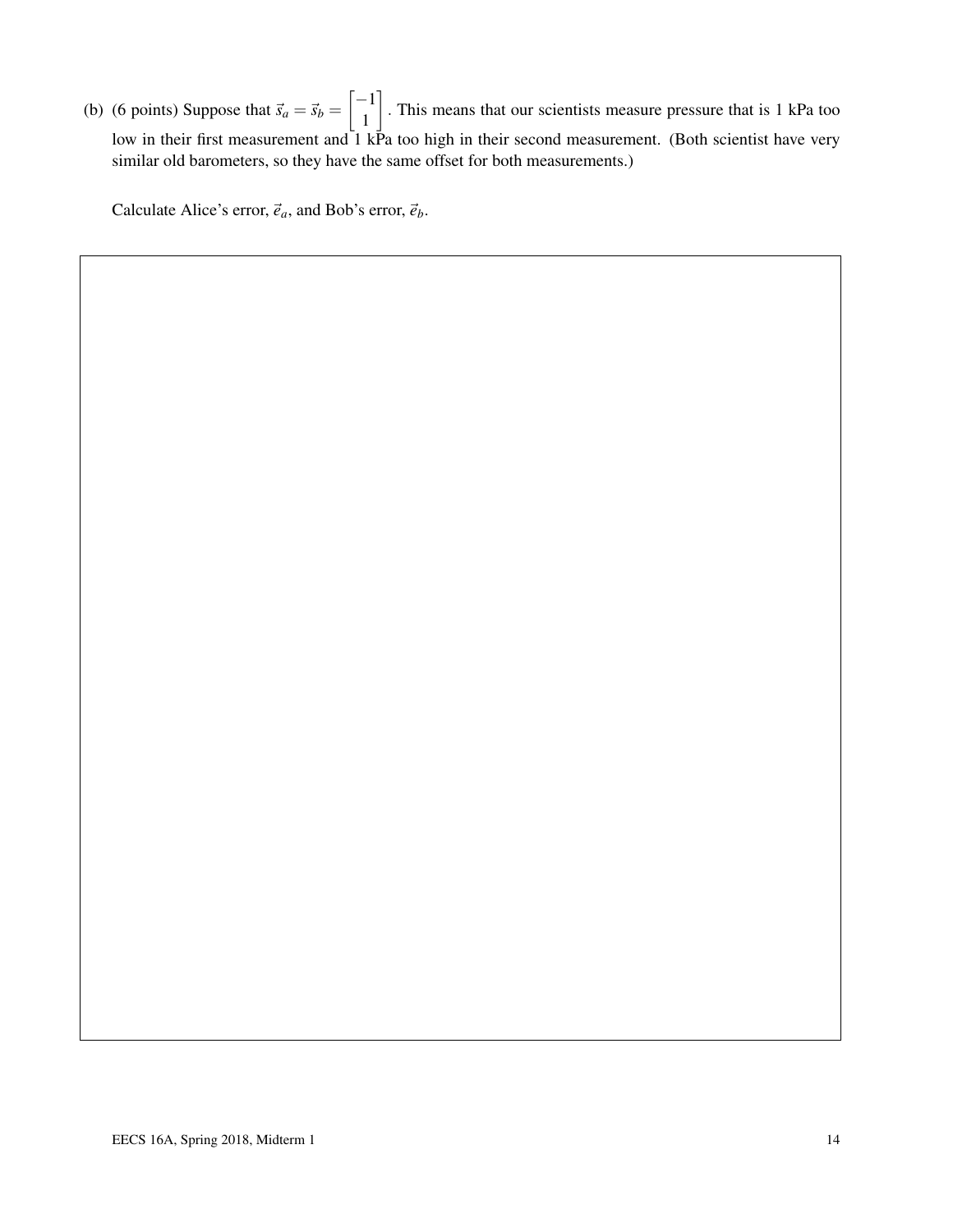(b) (6 points) Suppose that $\vec{s}_a = \vec{s}_b = \begin{bmatrix} -1 \\ 1 \end{bmatrix}$. This means that our scientists measure pressure that is 1 kPa too low in their first measurement and 1 kPa too high in their second measurement. (Both scientist have very similar old barometers, so they have the same offset for both measurements.)

Calculate Alice's error, $\vec{e}_a$, and Bob's error, $\vec{e}_b$.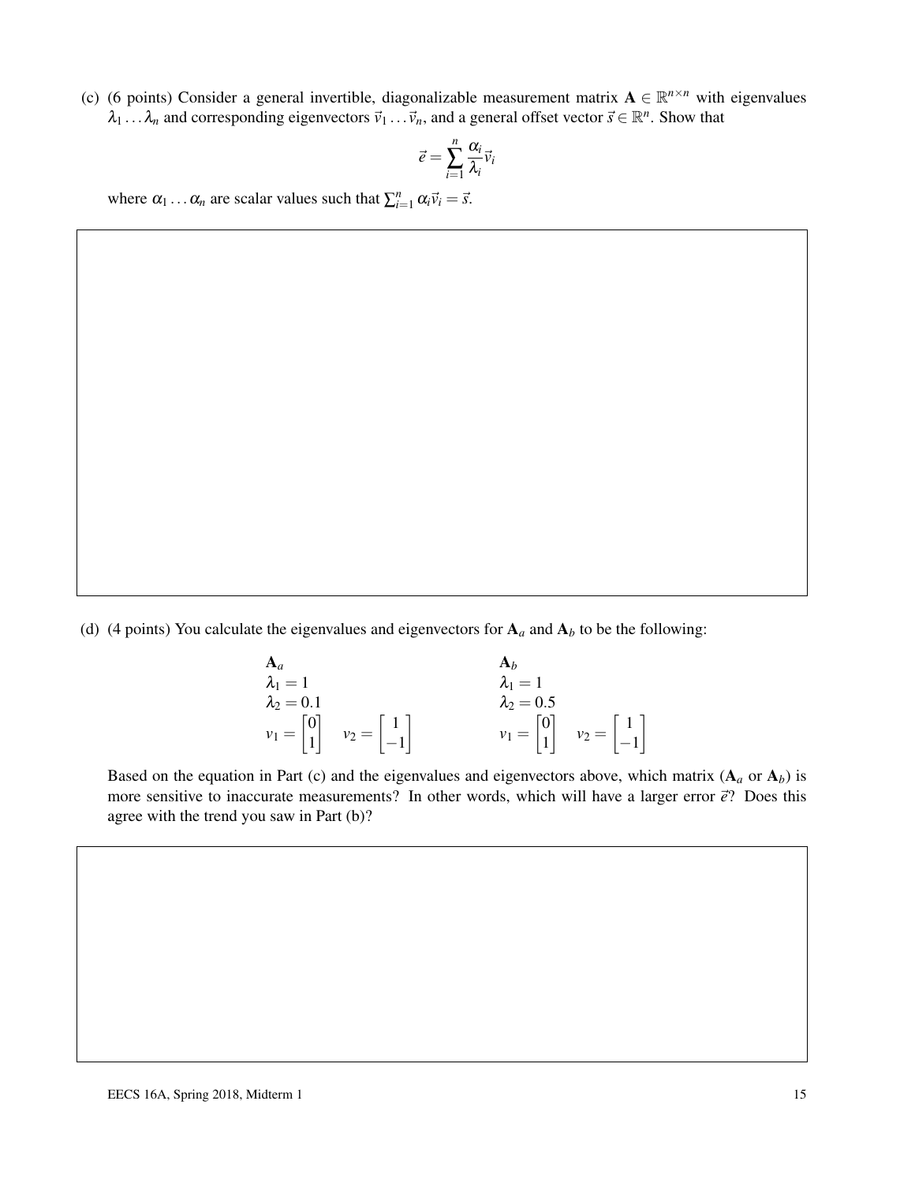(c) (6 points) Consider a general invertible, diagonalizable measurement matrix $\mathbf{A} \in \mathbb{R}^{n \times n}$ with eigenvalues $\lambda_1 \ldots \lambda_n$ and corresponding eigenvectors $\vec{v}_1 \ldots \vec{v}_n$, and a general offset vector $\vec{s} \in \mathbb{R}^n$. Show that

$$\vec{e} = \sum_{i=1}^{n} \frac{\alpha_i}{\lambda_i} \vec{v}_i$$

where $\alpha_1 \ldots \alpha_n$ are scalar values such that $\sum_{i=1}^{n} \alpha_i \vec{v}_i = \vec{s}$.

(d) (4 points) You calculate the eigenvalues and eigenvectors for $\mathbf{A}_a$ and $\mathbf{A}_b$ to be the following:

| $\mathbf{A}_a$ | $\mathbf{A}_b$ |
|---|---|
| $\lambda_1 = 1$ | $\lambda_1 = 1$ |
| $\lambda_2 = 0.1$ | $\lambda_2 = 0.5$ |
| $v_1 = \begin{bmatrix} 0 \\ 1 \end{bmatrix} \quad v_2 = \begin{bmatrix} 1 \\ -1 \end{bmatrix}$ | $v_1 = \begin{bmatrix} 0 \\ 1 \end{bmatrix} \quad v_2 = \begin{bmatrix} 1 \\ -1 \end{bmatrix}$ |

Based on the equation in Part (c) and the eigenvalues and eigenvectors above, which matrix ($\mathbf{A}_a$ or $\mathbf{A}_b$) is more sensitive to inaccurate measurements? In other words, which will have a larger error $\vec{e}$? Does this agree with the trend you saw in Part (b)?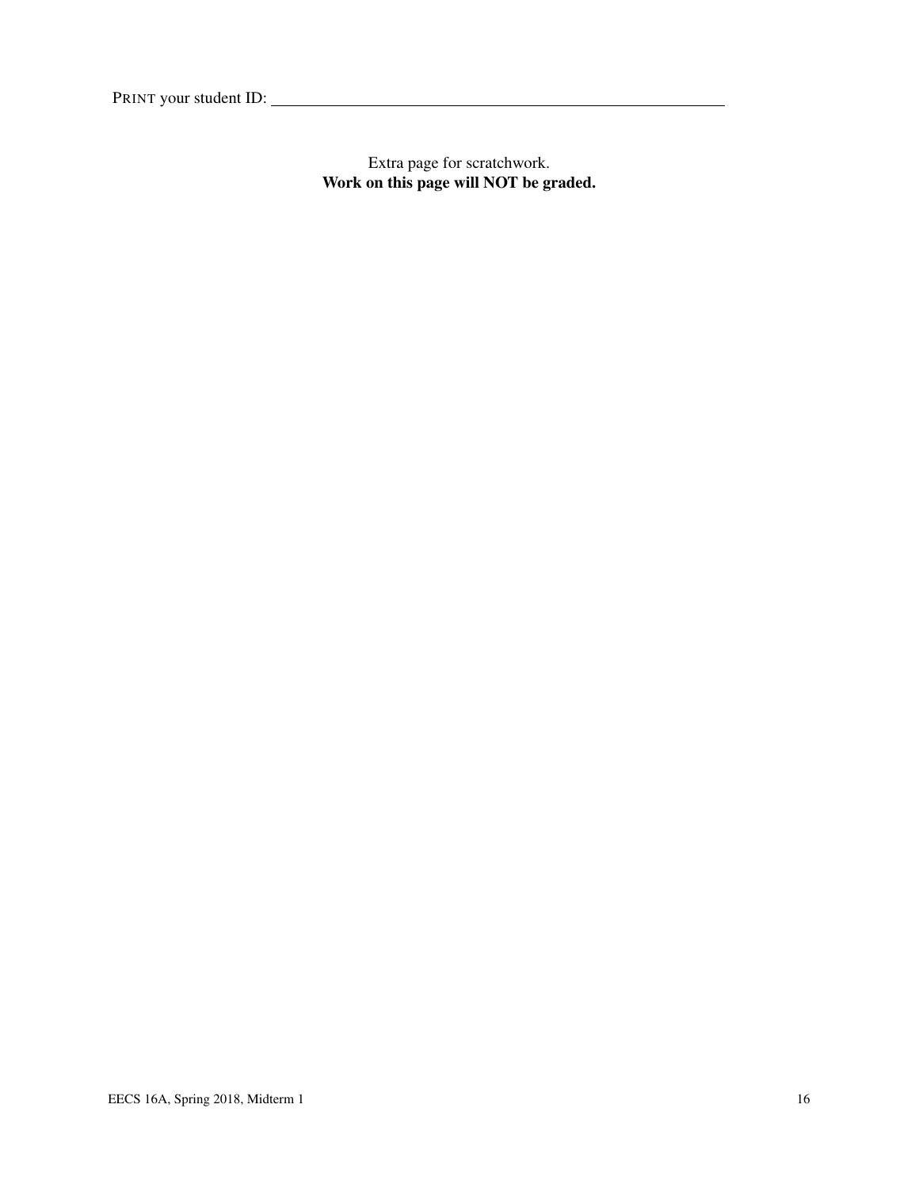PRINT your student ID: ____________________

Extra page for scratchwork.
**Work on this page will NOT be graded.**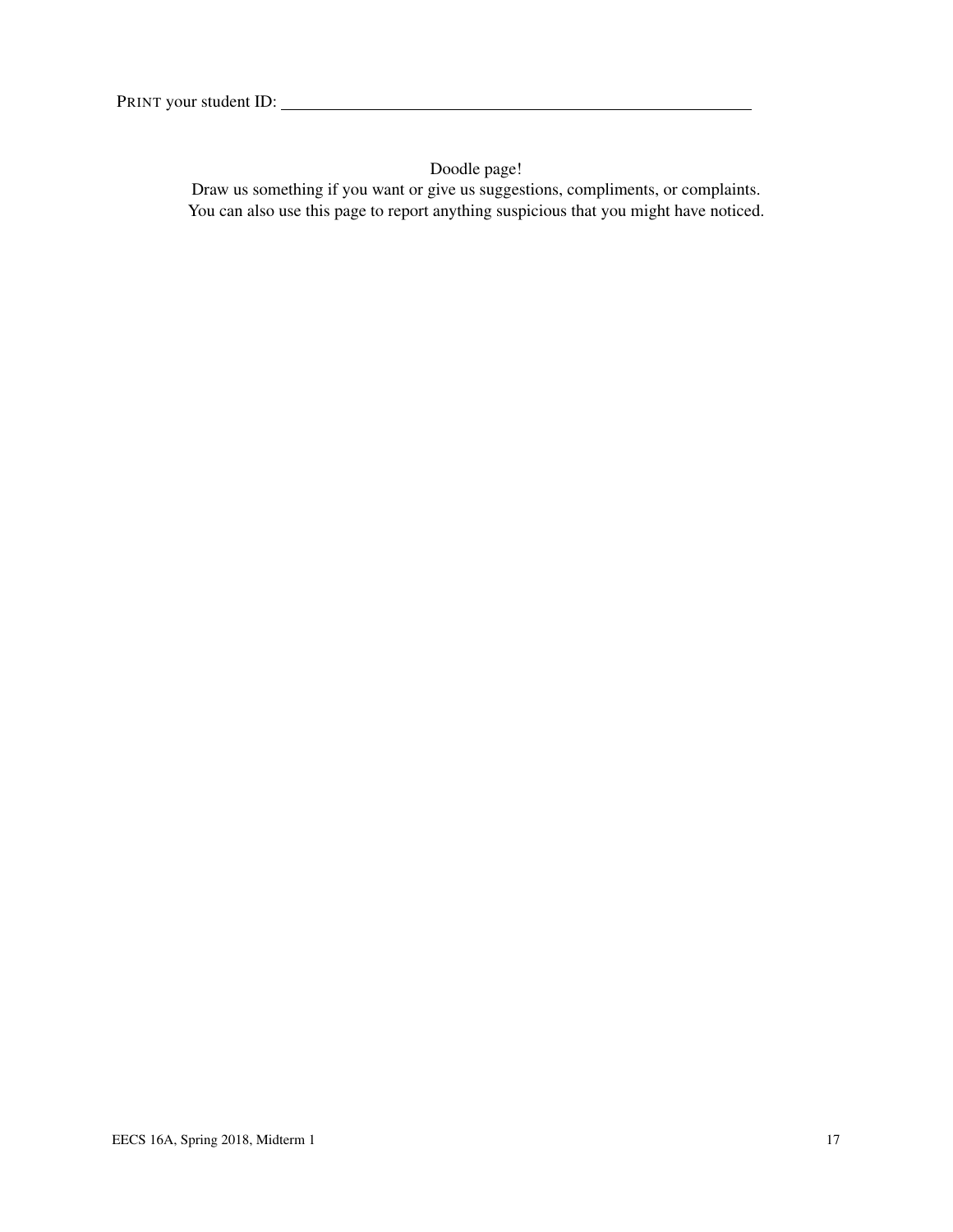PRINT your student ID: ____________________________________________

Doodle page!

Draw us something if you want or give us suggestions, compliments, or complaints.
You can also use this page to report anything suspicious that you might have noticed.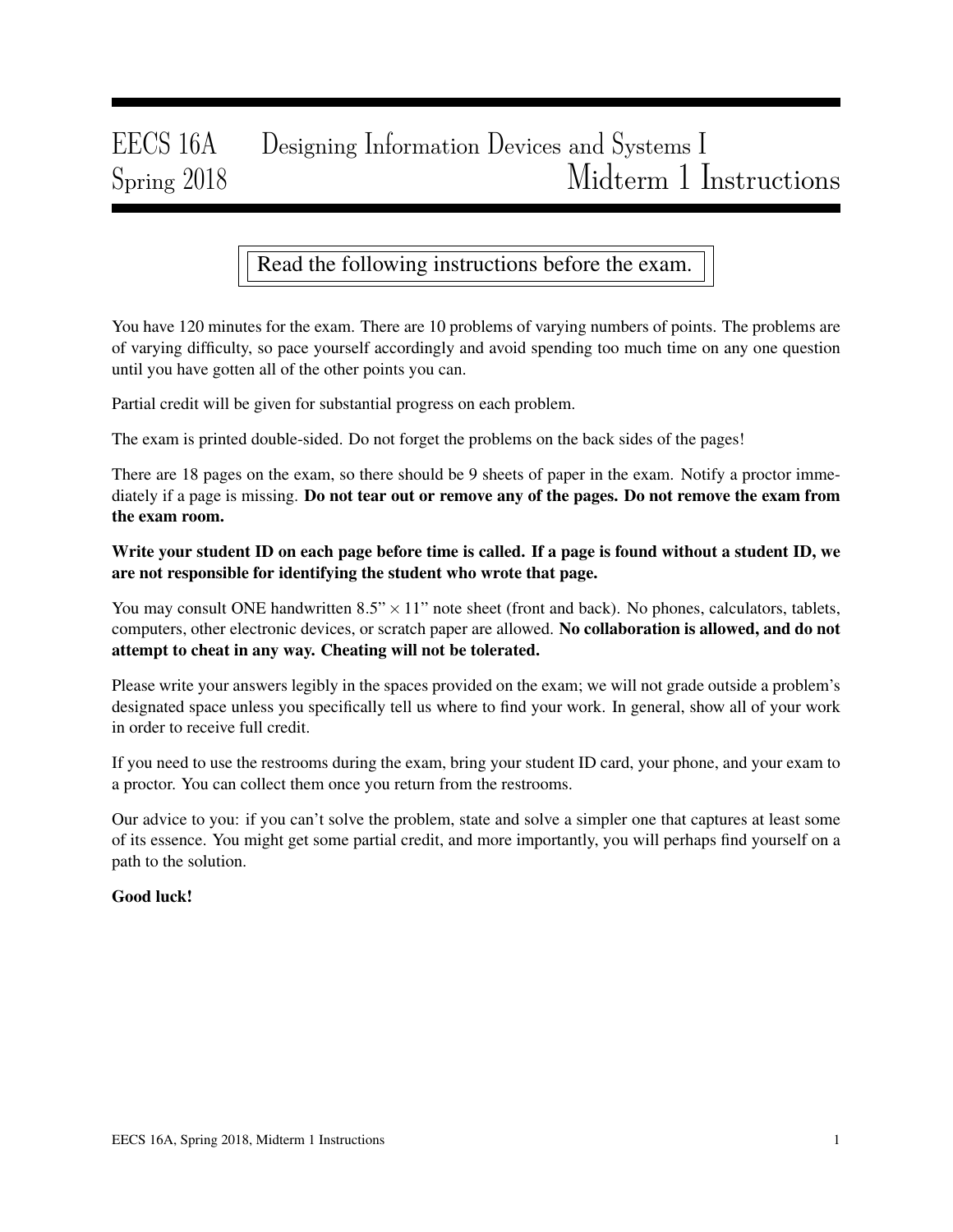# EECS 16A Designing Information Devices and Systems I
# Spring 2018 Midterm 1 Instructions

**Read the following instructions before the exam.**

You have 120 minutes for the exam. There are 10 problems of varying numbers of points. The problems are of varying difficulty, so pace yourself accordingly and avoid spending too much time on any one question until you have gotten all of the other points you can.

Partial credit will be given for substantial progress on each problem.

The exam is printed double-sided. Do not forget the problems on the back sides of the pages!

There are 18 pages on the exam, so there should be 9 sheets of paper in the exam. Notify a proctor immediately if a page is missing. **Do not tear out or remove any of the pages. Do not remove the exam from the exam room.**

**Write your student ID on each page before time is called. If a page is found without a student ID, we are not responsible for identifying the student who wrote that page.**

You may consult ONE handwritten 8.5" $\times$ 11" note sheet (front and back). No phones, calculators, tablets, computers, other electronic devices, or scratch paper are allowed. **No collaboration is allowed, and do not attempt to cheat in any way. Cheating will not be tolerated.**

Please write your answers legibly in the spaces provided on the exam; we will not grade outside a problem's designated space unless you specifically tell us where to find your work. In general, show all of your work in order to receive full credit.

If you need to use the restrooms during the exam, bring your student ID card, your phone, and your exam to a proctor. You can collect them once you return from the restrooms.

Our advice to you: if you can't solve the problem, state and solve a simpler one that captures at least some of its essence. You might get some partial credit, and more importantly, you will perhaps find yourself on a path to the solution.

**Good luck!**